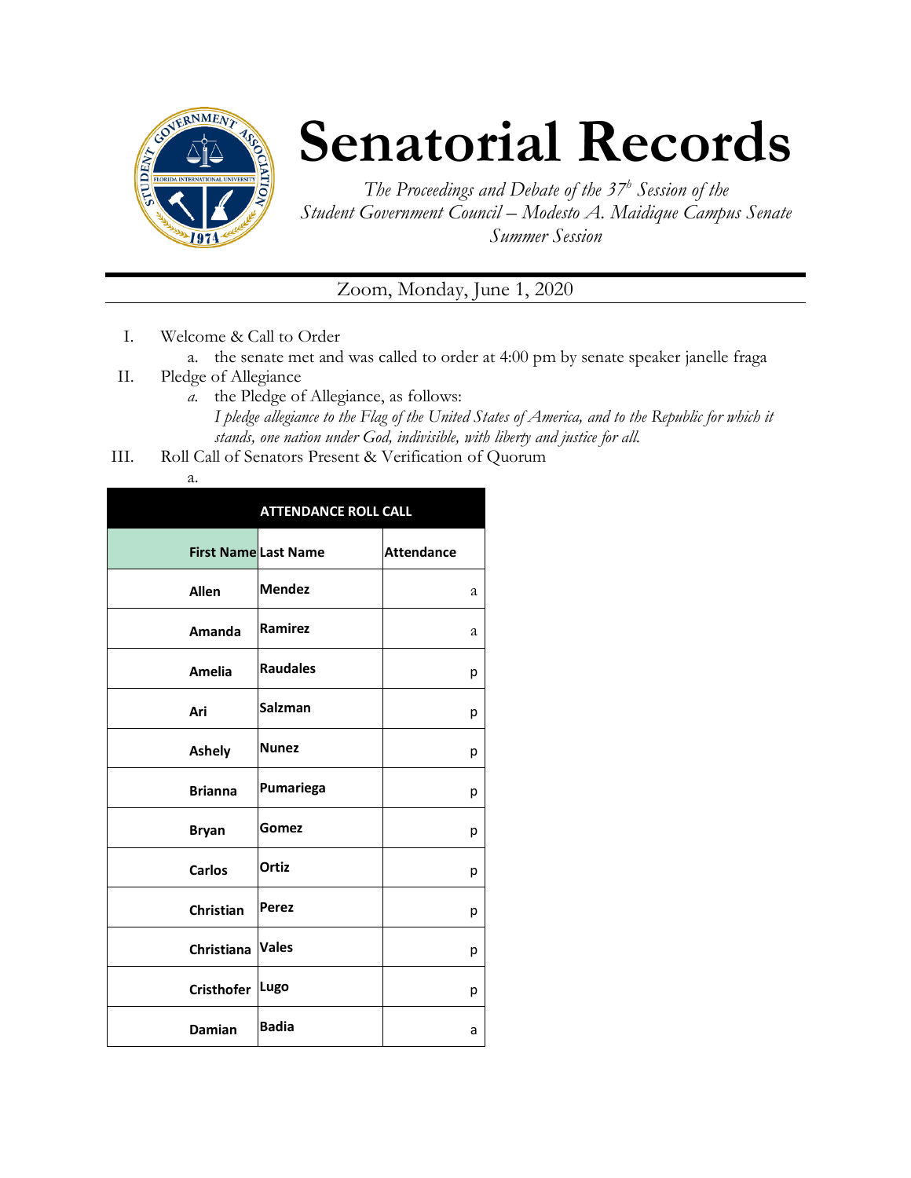# Senatorial Records

*The Proceedings and Debate of the 37[h] Session of the Student Government Council – Modesto A. Maidique Campus Senate Summer Session*

Zoom, Monday, June 1, 2020

I. Welcome & Call to Order
   a. the senate met and was called to order at 4:00 pm by senate speaker janelle fraga

II. Pledge of Allegiance
   a. the Pledge of Allegiance, as follows:
      *I pledge allegiance to the Flag of the United States of America, and to the Republic for which it stands, one nation under God, indivisible, with liberty and justice for all.*

III. Roll Call of Senators Present & Verification of Quorum
   a.

| ATTENDANCE ROLL CALL | | |
|---|---|---|
| **First Name** | **Last Name** | **Attendance** |
| **Allen** | **Mendez** | a |
| **Amanda** | **Ramirez** | a |
| **Amelia** | **Raudales** | p |
| **Ari** | **Salzman** | p |
| **Ashely** | **Nunez** | p |
| **Brianna** | **Pumariega** | p |
| **Bryan** | **Gomez** | p |
| **Carlos** | **Ortiz** | p |
| **Christian** | **Perez** | p |
| **Christiana** | **Vales** | p |
| **Cristhofer** | **Lugo** | p |
| **Damian** | **Badia** | a |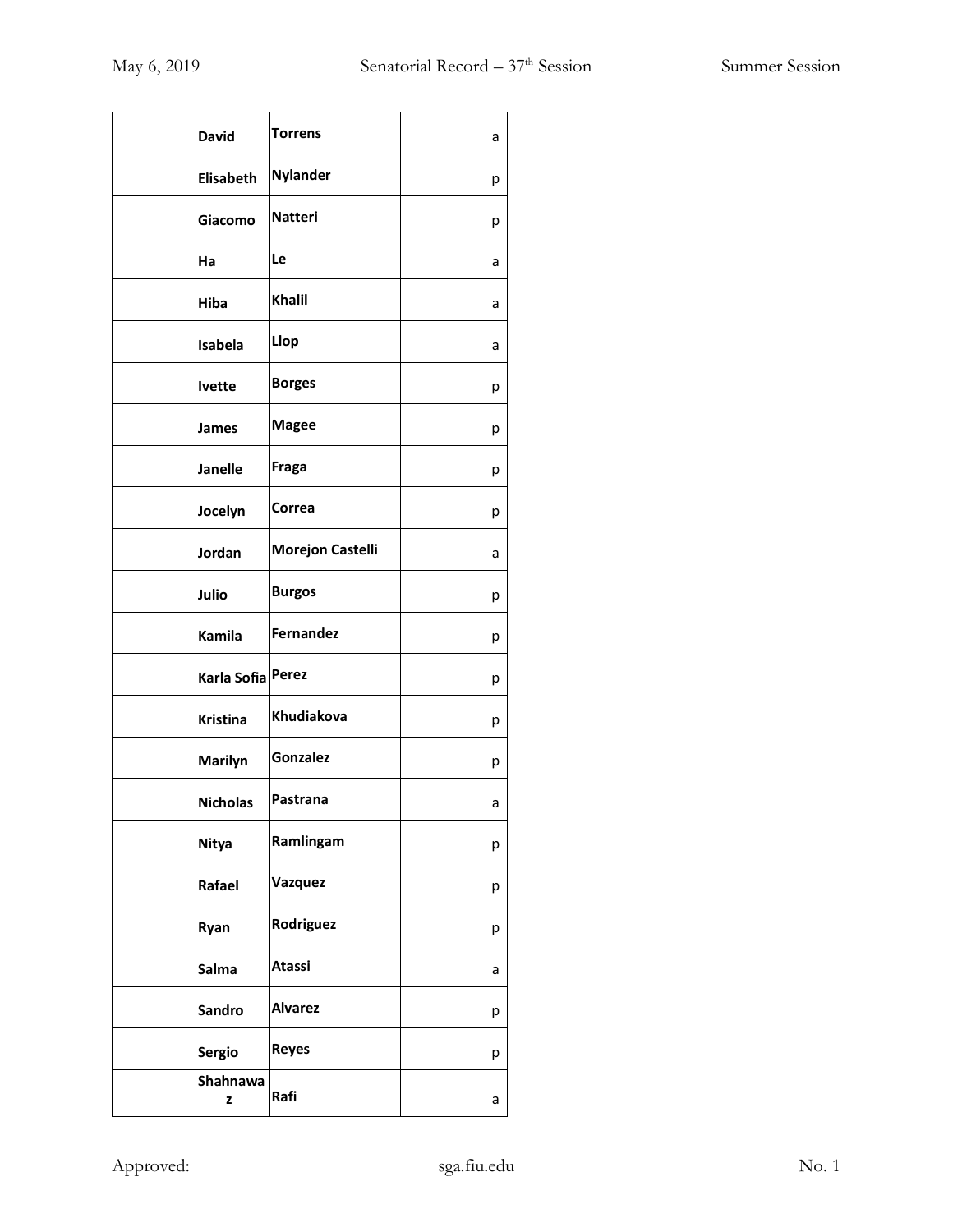| | | |
|---|---|---|
| **David** | **Torrens** | a |
| **Elisabeth** | **Nylander** | p |
| **Giacomo** | **Natteri** | p |
| **Ha** | **Le** | a |
| **Hiba** | **Khalil** | a |
| **Isabela** | **Llop** | a |
| **Ivette** | **Borges** | p |
| **James** | **Magee** | p |
| **Janelle** | **Fraga** | p |
| **Jocelyn** | **Correa** | p |
| **Jordan** | **Morejon Castelli** | a |
| **Julio** | **Burgos** | p |
| **Kamila** | **Fernandez** | p |
| **Karla Sofia** | **Perez** | p |
| **Kristina** | **Khudiakova** | p |
| **Marilyn** | **Gonzalez** | p |
| **Nicholas** | **Pastrana** | a |
| **Nitya** | **Ramlingam** | p |
| **Rafael** | **Vazquez** | p |
| **Ryan** | **Rodriguez** | p |
| **Salma** | **Atassi** | a |
| **Sandro** | **Alvarez** | p |
| **Sergio** | **Reyes** | p |
| **Shahnawaz** | **Rafi** | a |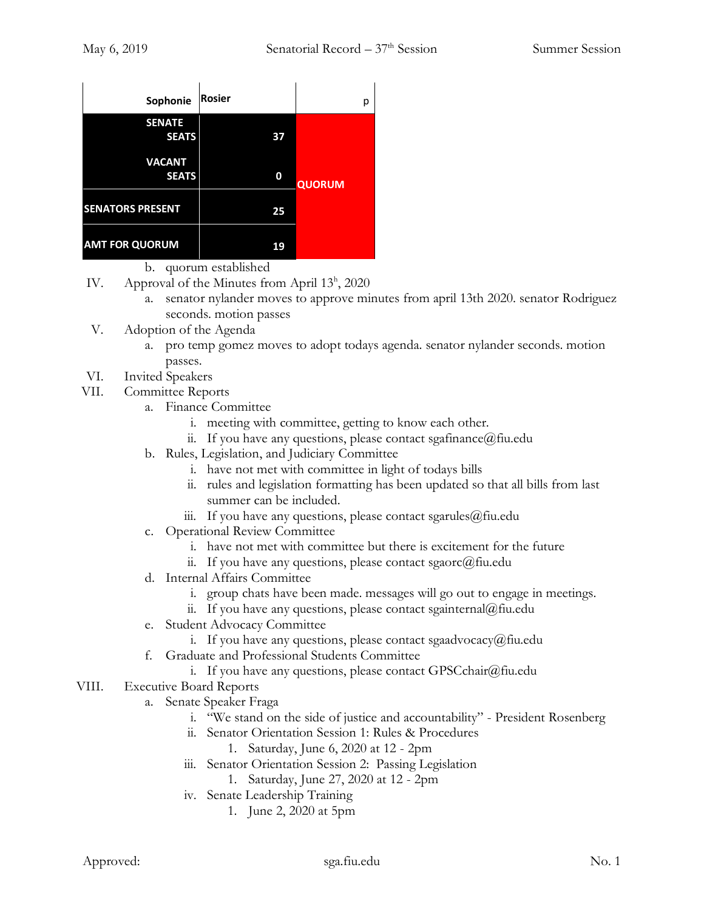| Sophonie | Rosier | p |
|---|---|---|
| SENATE SEATS | 37 | QUORUM |
| VACANT SEATS | 0 | |
| SENATORS PRESENT | 25 | |
| AMT FOR QUORUM | 19 | |

b. quorum established

IV. Approval of the Minutes from April 13h, 2020

a. senator nylander moves to approve minutes from april 13th 2020. senator Rodriguez seconds. motion passes

V. Adoption of the Agenda

a. pro temp gomez moves to adopt todays agenda. senator nylander seconds. motion passes.

VI. Invited Speakers

VII. Committee Reports

a. Finance Committee
   i. meeting with committee, getting to know each other.
   ii. If you have any questions, please contact sgafinance@fiu.edu

b. Rules, Legislation, and Judiciary Committee
   i. have not met with committee in light of todays bills
   ii. rules and legislation formatting has been updated so that all bills from last summer can be included.
   iii. If you have any questions, please contact sgarules@fiu.edu

c. Operational Review Committee
   i. have not met with committee but there is excitement for the future
   ii. If you have any questions, please contact sgaorc@fiu.edu

d. Internal Affairs Committee
   i. group chats have been made. messages will go out to engage in meetings.
   ii. If you have any questions, please contact sgainternal@fiu.edu

e. Student Advocacy Committee
   i. If you have any questions, please contact sgaadvocacy@fiu.edu

f. Graduate and Professional Students Committee
   i. If you have any questions, please contact GPSCchair@fiu.edu

VIII. Executive Board Reports

a. Senate Speaker Fraga
   i. "We stand on the side of justice and accountability" - President Rosenberg
   ii. Senator Orientation Session 1: Rules & Procedures
      1. Saturday, June 6, 2020 at 12 - 2pm
   iii. Senator Orientation Session 2: Passing Legislation
      1. Saturday, June 27, 2020 at 12 - 2pm
   iv. Senate Leadership Training
      1. June 2, 2020 at 5pm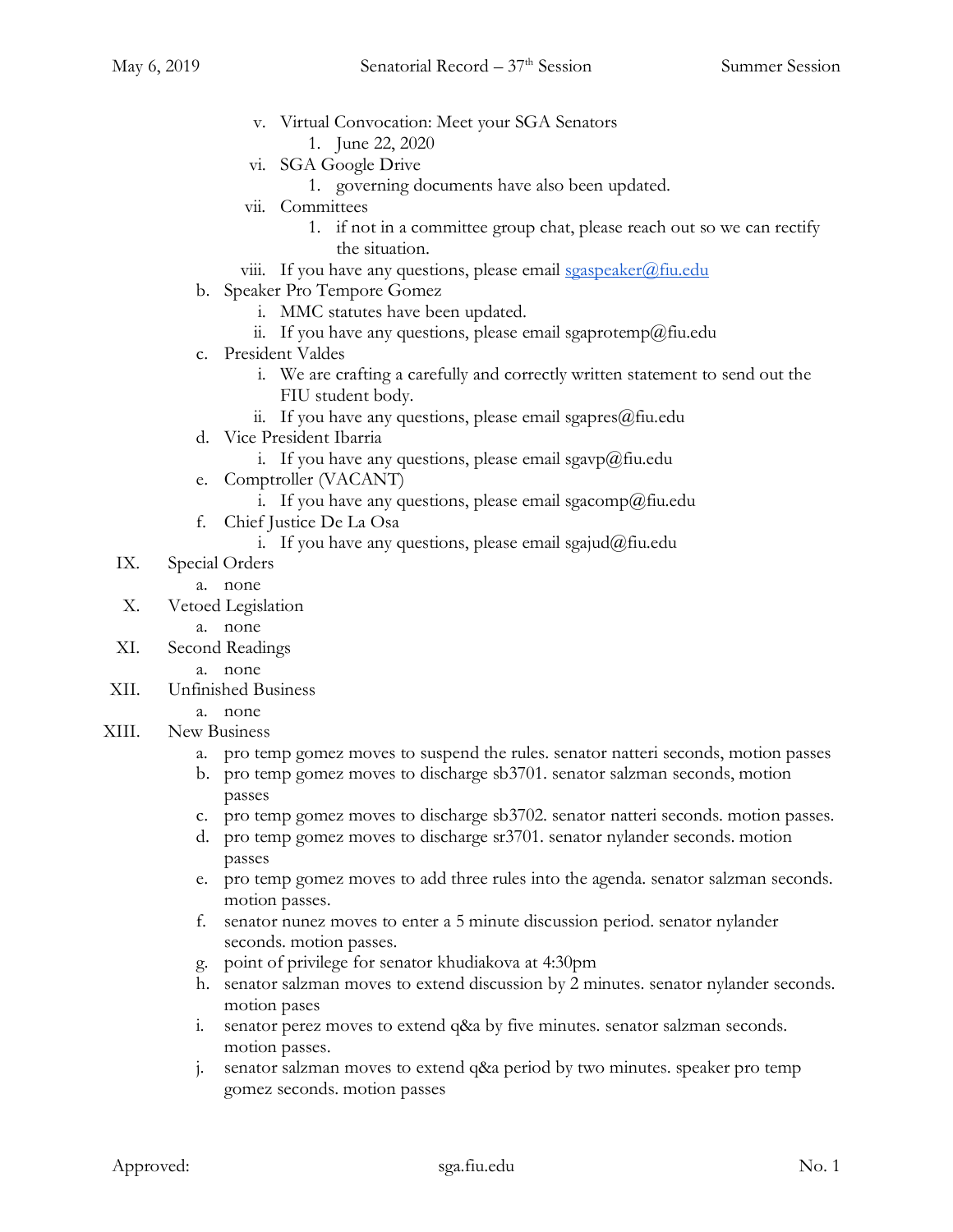v. Virtual Convocation: Meet your SGA Senators
    1. June 22, 2020
vi. SGA Google Drive
    1. governing documents have also been updated.
vii. Committees
    1. if not in a committee group chat, please reach out so we can rectify the situation.
viii. If you have any questions, please email sgaspeaker@fiu.edu

b. Speaker Pro Tempore Gomez
    i. MMC statutes have been updated.
    ii. If you have any questions, please email sgaprotemp@fiu.edu
c. President Valdes
    i. We are crafting a carefully and correctly written statement to send out the FIU student body.
    ii. If you have any questions, please email sgapres@fiu.edu
d. Vice President Ibarria
    i. If you have any questions, please email sgavp@fiu.edu
e. Comptroller (VACANT)
    i. If you have any questions, please email sgacomp@fiu.edu
f. Chief Justice De La Osa
    i. If you have any questions, please email sgajud@fiu.edu

IX. Special Orders
    a. none

X. Vetoed Legislation
    a. none

XI. Second Readings
    a. none

XII. Unfinished Business
    a. none

XIII. New Business
    a. pro temp gomez moves to suspend the rules. senator natteri seconds, motion passes
    b. pro temp gomez moves to discharge sb3701. senator salzman seconds, motion passes
    c. pro temp gomez moves to discharge sb3702. senator natteri seconds. motion passes.
    d. pro temp gomez moves to discharge sr3701. senator nylander seconds. motion passes
    e. pro temp gomez moves to add three rules into the agenda. senator salzman seconds. motion passes.
    f. senator nunez moves to enter a 5 minute discussion period. senator nylander seconds. motion passes.
    g. point of privilege for senator khudiakova at 4:30pm
    h. senator salzman moves to extend discussion by 2 minutes. senator nylander seconds. motion pases
    i. senator perez moves to extend q&a by five minutes. senator salzman seconds. motion passes.
    j. senator salzman moves to extend q&a period by two minutes. speaker pro temp gomez seconds. motion passes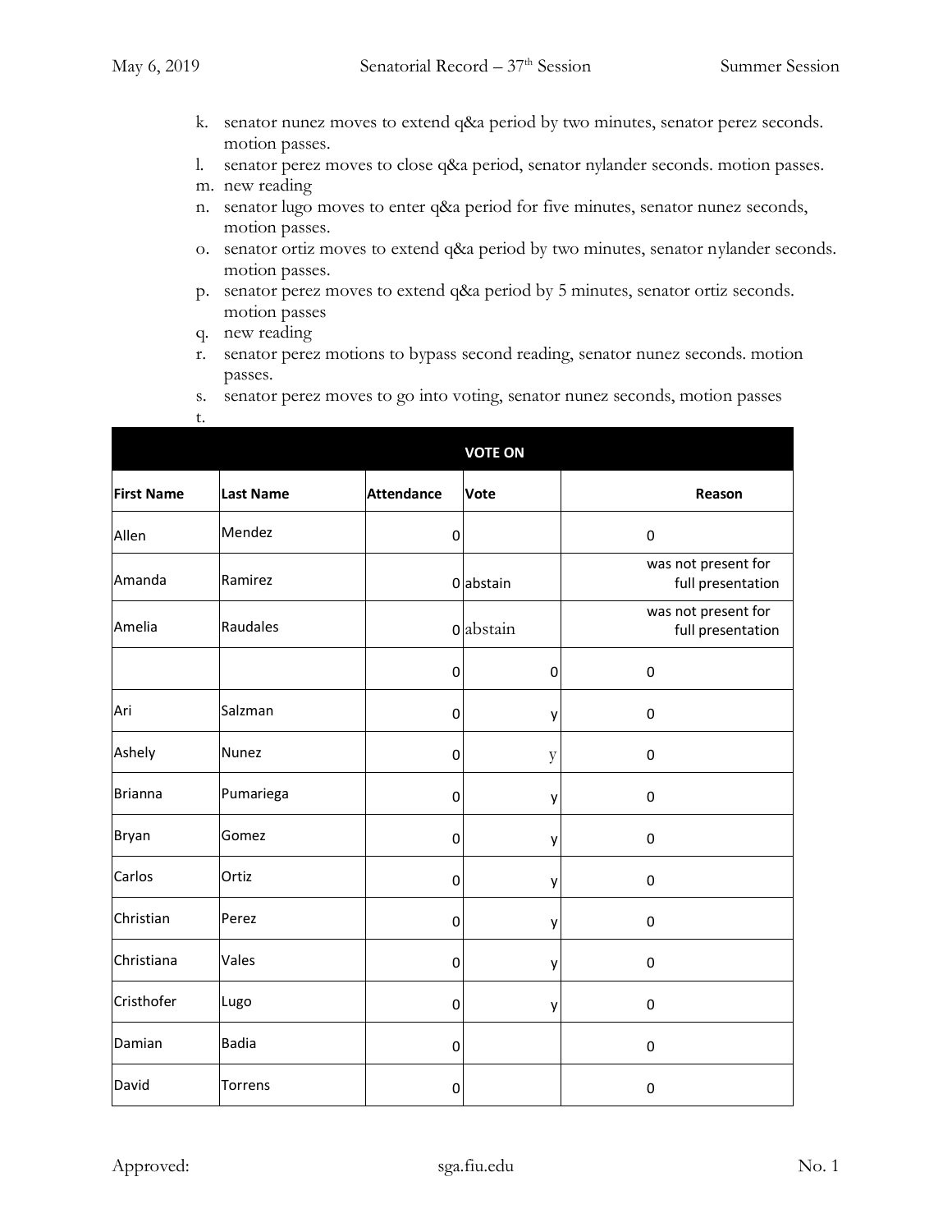k. senator nunez moves to extend q&a period by two minutes, senator perez seconds. motion passes.
l. senator perez moves to close q&a period, senator nylander seconds. motion passes.
m. new reading
n. senator lugo moves to enter q&a period for five minutes, senator nunez seconds, motion passes.
o. senator ortiz moves to extend q&a period by two minutes, senator nylander seconds. motion passes.
p. senator perez moves to extend q&a period by 5 minutes, senator ortiz seconds. motion passes
q. new reading
r. senator perez motions to bypass second reading, senator nunez seconds. motion passes.
s. senator perez moves to go into voting, senator nunez seconds, motion passes
t.

| VOTE ON | | | | |
|---|---|---|---|---|
| **First Name** | **Last Name** | **Attendance** | **Vote** | **Reason** |
| Allen | Mendez | 0 | | 0 |
| Amanda | Ramirez | 0 | abstain | was not present for full presentation |
| Amelia | Raudales | 0 | abstain | was not present for full presentation |
| | | 0 | 0 | 0 |
| Ari | Salzman | 0 | y | 0 |
| Ashely | Nunez | 0 | y | 0 |
| Brianna | Pumariega | 0 | y | 0 |
| Bryan | Gomez | 0 | y | 0 |
| Carlos | Ortiz | 0 | y | 0 |
| Christian | Perez | 0 | y | 0 |
| Christiana | Vales | 0 | y | 0 |
| Cristhofer | Lugo | 0 | y | 0 |
| Damian | Badia | 0 | | 0 |
| David | Torrens | 0 | | 0 |

Approved: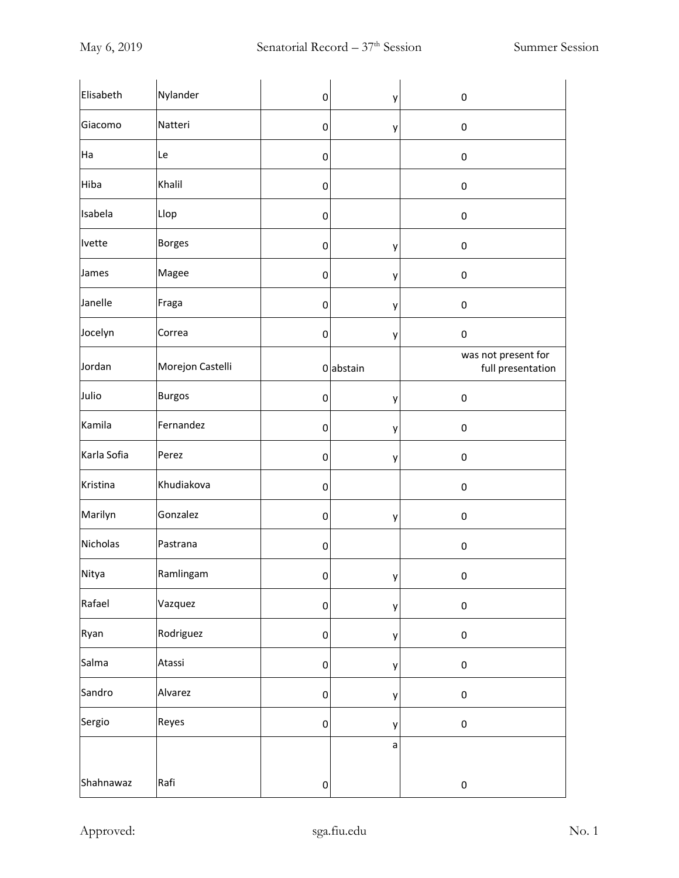| | | | | |
|---|---|---|---|---|
| Elisabeth | Nylander | 0 | y | 0 |
| Giacomo | Natteri | 0 | y | 0 |
| Ha | Le | 0 | | 0 |
| Hiba | Khalil | 0 | | 0 |
| Isabela | Llop | 0 | | 0 |
| Ivette | Borges | 0 | y | 0 |
| James | Magee | 0 | y | 0 |
| Janelle | Fraga | 0 | y | 0 |
| Jocelyn | Correa | 0 | y | 0 |
| Jordan | Morejon Castelli | 0 | abstain | was not present for full presentation |
| Julio | Burgos | 0 | y | 0 |
| Kamila | Fernandez | 0 | y | 0 |
| Karla Sofia | Perez | 0 | y | 0 |
| Kristina | Khudiakova | 0 | | 0 |
| Marilyn | Gonzalez | 0 | y | 0 |
| Nicholas | Pastrana | 0 | | 0 |
| Nitya | Ramlingam | 0 | y | 0 |
| Rafael | Vazquez | 0 | y | 0 |
| Ryan | Rodriguez | 0 | y | 0 |
| Salma | Atassi | 0 | y | 0 |
| Sandro | Alvarez | 0 | y | 0 |
| Sergio | Reyes | 0 | y | 0 |
| Shahnawaz | Rafi | 0 | a | 0 |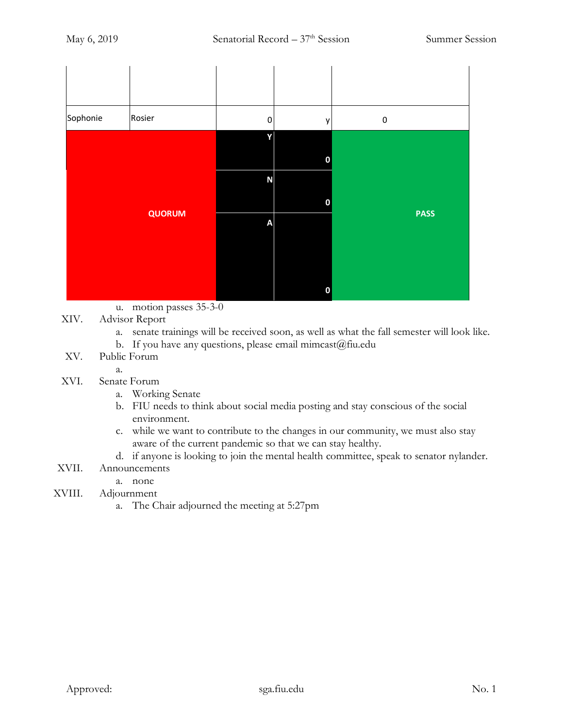| | | | | |
|---|---|---|---|---|
| | | | | |
| Sophonie | Rosier | 0 | y | 0 |
| QUORUM | | Y | 0 | PASS |
| | | N | 0 | |
| | | A | 0 | |

u. motion passes 35-3-0

XIV. Advisor Report

a. senate trainings will be received soon, as well as what the fall semester will look like.

b. If you have any questions, please email mimcast@fiu.edu

XV. Public Forum

a.

XVI. Senate Forum

a. Working Senate

b. FIU needs to think about social media posting and stay conscious of the social environment.

c. while we want to contribute to the changes in our community, we must also stay aware of the current pandemic so that we can stay healthy.

d. if anyone is looking to join the mental health committee, speak to senator nylander.

XVII. Announcements

a. none

XVIII. Adjournment

a. The Chair adjourned the meeting at 5:27pm

Approved: